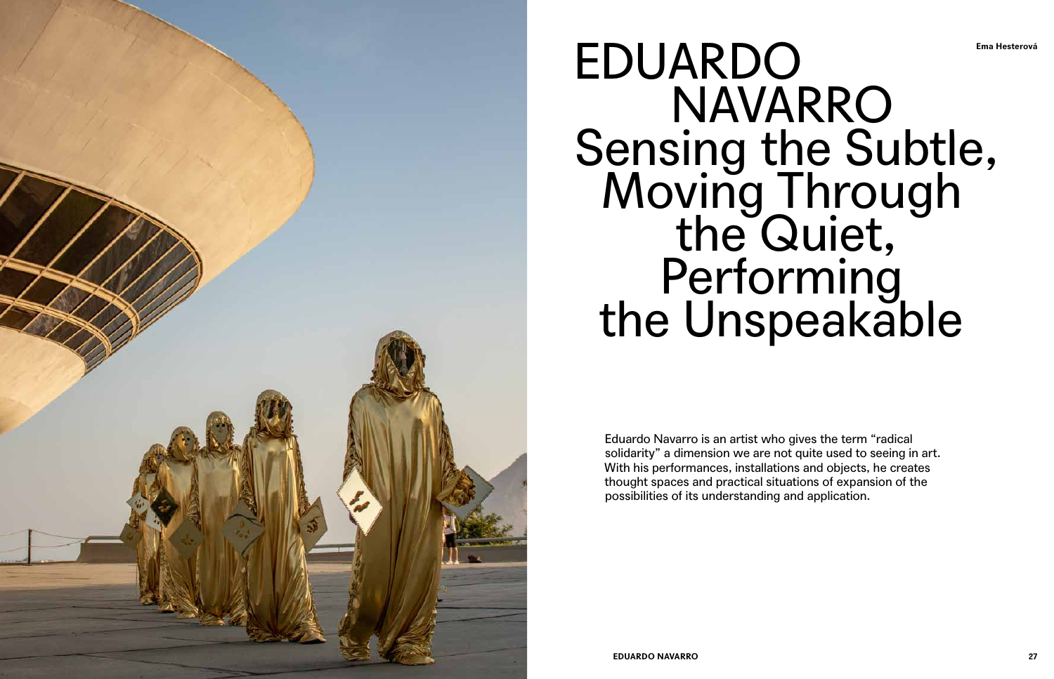Ema Hesterová

# EDUARDO NAVARRO Sensing the Subtle, Moving Through the Quiet, Performing the Unspeakable

Eduardo Navarro is an artist who gives the term "radical solidarity" a dimension we are not quite used to seeing in art. With his performances, installations and objects, he creates thought spaces and practical situations of expansion of the possibilities of its understanding and application.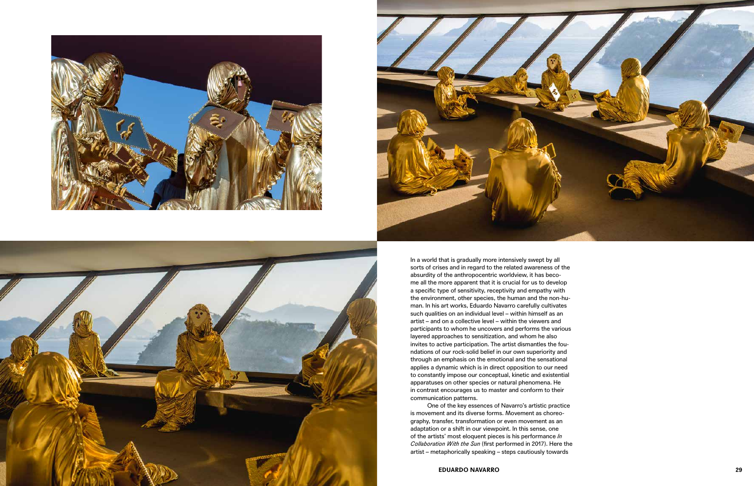In a world that is gradually more intensively swept by all sorts of crises and in regard to the related awareness of the absurdity of the anthropocentric worldview, it has become all the more apparent that it is crucial for us to develop a specific type of sensitivity, receptivity and empathy with the environment, other species, the human and the non-human. In his art works, Eduardo Navarro carefully cultivates such qualities on an individual level – within himself as an artist – and on a collective level – within the viewers and participants to whom he uncovers and performs the various layered approaches to sensitization, and whom he also invites to active participation. The artist dismantles the foundations of our rock-solid belief in our own superiority and through an emphasis on the emotional and the sensational applies a dynamic which is in direct opposition to our need to constantly impose our conceptual, kinetic and existential apparatuses on other species or natural phenomena. He in contrast encourages us to master and conform to their communication patterns.

One of the key essences of Navarro's artistic practice is movement and its diverse forms. Movement as choreography, transfer, transformation or even movement as an adaptation or a shift in our viewpoint. In this sense, one of the artists' most eloquent pieces is his performance *In Collaboration With the Sun* (first performed in 2017). Here the artist – metaphorically speaking – steps cautiously towards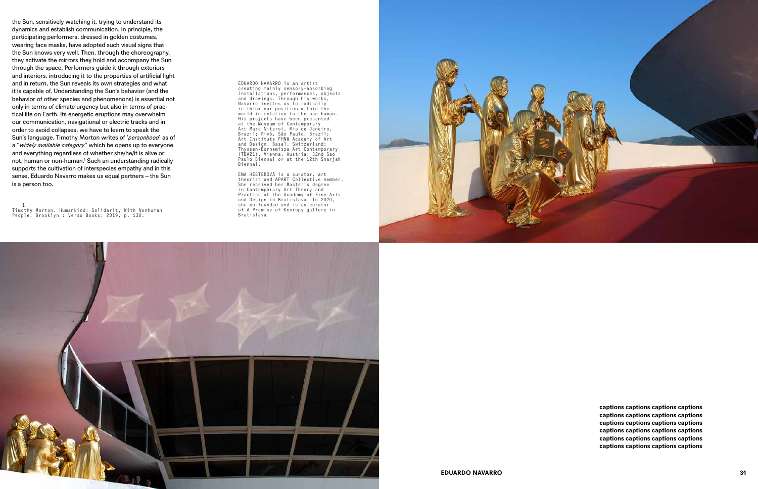the Sun, sensitively watching it, trying to understand its dynamics and establish communication. In principle, the participating performers, dressed in golden costumes, wearing face masks, have adopted such visual signs that the Sun knows very well. Then, through the choreography, they activate the mirrors they hold and accompany the Sun through the space. Performers guide it through exteriors and interiors, introducing it to the properties of artificial light and in return, the Sun reveals its own strategies and what it is capable of. Understanding the Sun's behavior (and the behavior of other species and phenomenons) is essential not only in terms of climate urgency but also in terms of practical life on Earth. Its energetic eruptions may overwhelm our communication, navigational or electric tracks and in order to avoid collapses, we have to learn to speak the Sun's language. Timothy Morton writes of '*personhood*' as of a "*widely available category*" which he opens up to everyone and everything regardless of whether she/he/it is alive or not, human or non-human.[1] Such an understanding radically supports the cultivation of interspecies empathy and in this sense, Eduardo Navarro makes us equal partners – the Sun is a person too.

1
Timothy Morton. Humankind: Solidarity With Nonhuman People. Brooklyn : Verso Books, 2019, p. 130.

EDUARDO NAVARRO is an artist creating mainly sensory-absorbing installations, performances, objects and drawings. Through his works, Navarro invites us to radically re-think our position within the world in relation to the non-human. His projects have been presented at the Museum of Contemporary Art Marc Niteroi, Rio de Janeiro, Brazil; Pivô, São Paulo, Brazil; Art Institute FHNW Academy of Art and Design, Basel, Switzerland; Thyssen-Bornemisza Art Contemporary (TBA21), Vienna, Austria; 32nd Sao Paulo Biennal or at the 12th Sharjah Biennal.

EMA HESTEROVÁ is a curator, art theorist and APART Collective member. She received her Master's degree in Contemporary Art Theory and Practice at the Academy of Fine Arts and Design in Bratislava. In 2020, she co-founded and is co-curator of A Promise of Kneropy gallery in Bratislava.

**captions captions captions captions captions captions captions captions captions captions captions captions captions captions captions captions captions captions captions captions captions captions captions captions**